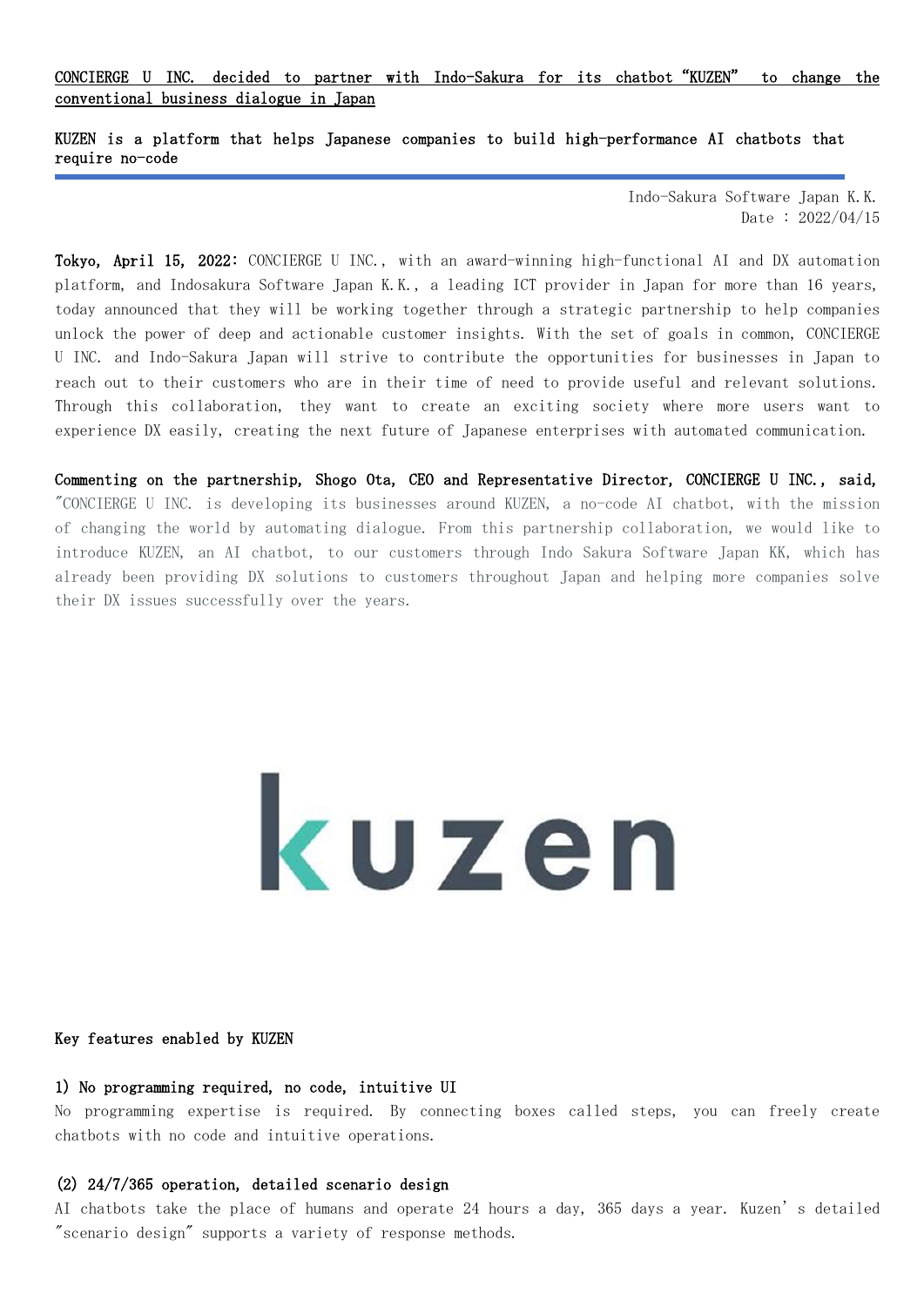## CONCIERGE U INC. decided to partner with Indo-Sakura for its chatbot "KUZEN" to change the conventional business dialogue in Japan

### KUZEN is a platform that helps Japanese companies to build high-performance AI chatbots that require no-code

Indo-Sakura Software Japan K.K.
Date：2022/04/15

**Tokyo, April 15, 2022:** CONCIERGE U INC., with an award-winning high-functional AI and DX automation platform, and Indosakura Software Japan K.K., a leading ICT provider in Japan for more than 16 years, today announced that they will be working together through a strategic partnership to help companies unlock the power of deep and actionable customer insights. With the set of goals in common, CONCIERGE U INC. and Indo-Sakura Japan will strive to contribute the opportunities for businesses in Japan to reach out to their customers who are in their time of need to provide useful and relevant solutions. Through this collaboration, they want to create an exciting society where more users want to experience DX easily, creating the next future of Japanese enterprises with automated communication.

**Commenting on the partnership, Shogo Ota, CEO and Representative Director, CONCIERGE U INC., said,** "CONCIERGE U INC. is developing its businesses around KUZEN, a no-code AI chatbot, with the mission of changing the world by automating dialogue. From this partnership collaboration, we would like to introduce KUZEN, an AI chatbot, to our customers through Indo Sakura Software Japan KK, which has already been providing DX solutions to customers throughout Japan and helping more companies solve their DX issues successfully over the years.

kuzen

**Key features enabled by KUZEN**

**1) No programming required, no code, intuitive UI**

No programming expertise is required. By connecting boxes called steps, you can freely create chatbots with no code and intuitive operations.

**(2) 24/7/365 operation, detailed scenario design**

AI chatbots take the place of humans and operate 24 hours a day, 365 days a year. Kuzen's detailed "scenario design" supports a variety of response methods.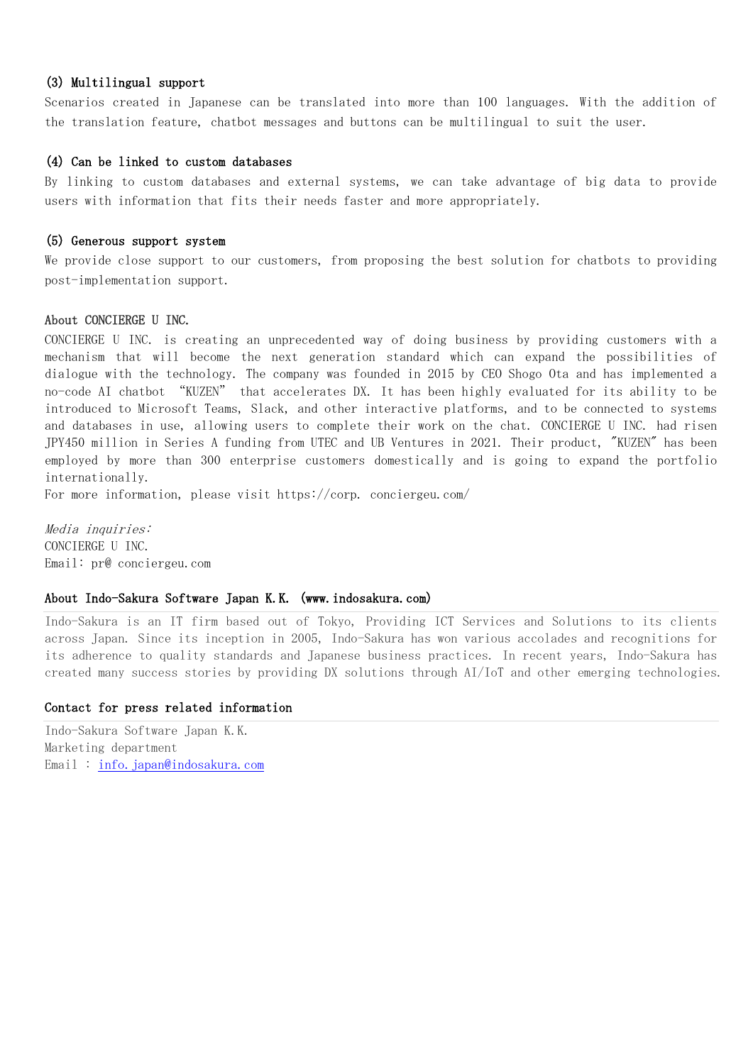### (3) Multilingual support

Scenarios created in Japanese can be translated into more than 100 languages. With the addition of the translation feature, chatbot messages and buttons can be multilingual to suit the user.

### (4) Can be linked to custom databases

By linking to custom databases and external systems, we can take advantage of big data to provide users with information that fits their needs faster and more appropriately.

### (5) Generous support system

We provide close support to our customers, from proposing the best solution for chatbots to providing post-implementation support.

About CONCIERGE U INC.

CONCIERGE U INC. is creating an unprecedented way of doing business by providing customers with a mechanism that will become the next generation standard which can expand the possibilities of dialogue with the technology. The company was founded in 2015 by CEO Shogo Ota and has implemented a no-code AI chatbot "KUZEN" that accelerates DX. It has been highly evaluated for its ability to be introduced to Microsoft Teams, Slack, and other interactive platforms, and to be connected to systems and databases in use, allowing users to complete their work on the chat. CONCIERGE U INC. had risen JPY450 million in Series A funding from UTEC and UB Ventures in 2021. Their product, "KUZEN" has been employed by more than 300 enterprise customers domestically and is going to expand the portfolio internationally.
For more information, please visit https://corp. conciergeu.com/

*Media inquiries:*
CONCIERGE U INC.
Email: pr@ conciergeu.com

### About Indo-Sakura Software Japan K.K. (www.indosakura.com)

Indo-Sakura is an IT firm based out of Tokyo, Providing ICT Services and Solutions to its clients across Japan. Since its inception in 2005, Indo-Sakura has won various accolades and recognitions for its adherence to quality standards and Japanese business practices. In recent years, Indo-Sakura has created many success stories by providing DX solutions through AI/IoT and other emerging technologies.

### Contact for press related information

Indo-Sakura Software Japan K.K.
Marketing department
Email : info.japan@indosakura.com